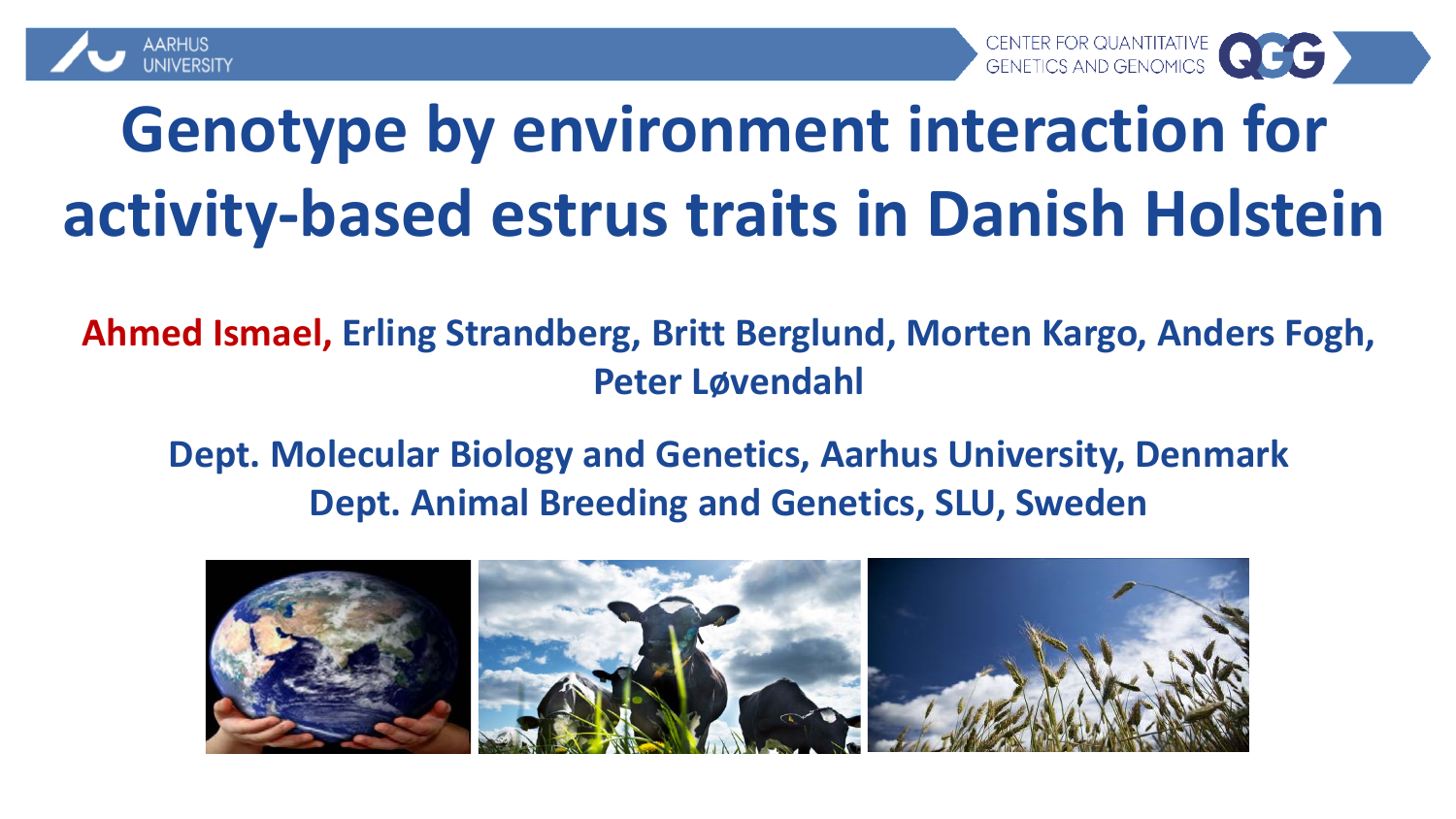# Genotype by environment interaction for activity-based estrus traits in Danish Holstein

**Ahmed Ismael, Erling Strandberg, Britt Berglund, Morten Kargo, Anders Fogh, Peter Løvendahl**

**Dept. Molecular Biology and Genetics, Aarhus University, Denmark**
**Dept. Animal Breeding and Genetics, SLU, Sweden**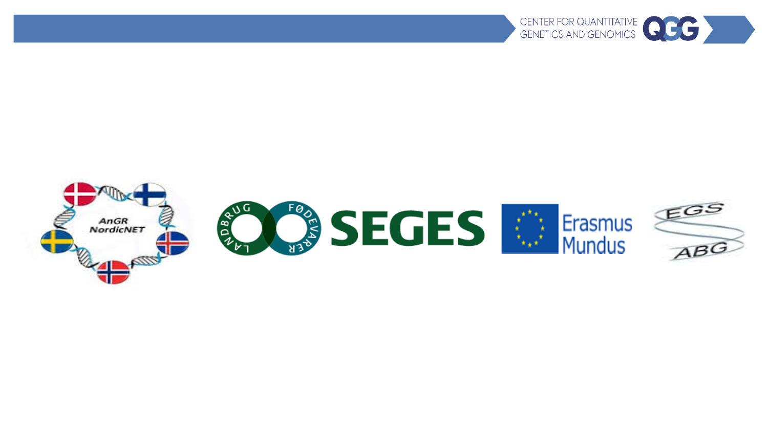AnGR NordicNET

LANDBRUG FØDEVARER SEGES

Erasmus Mundus

EGS ABG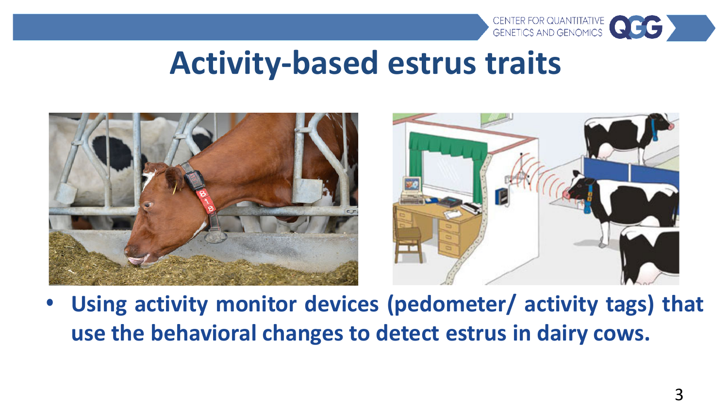# Activity-based estrus traits

- **Using activity monitor devices (pedometer/ activity tags) that use the behavioral changes to detect estrus in dairy cows.**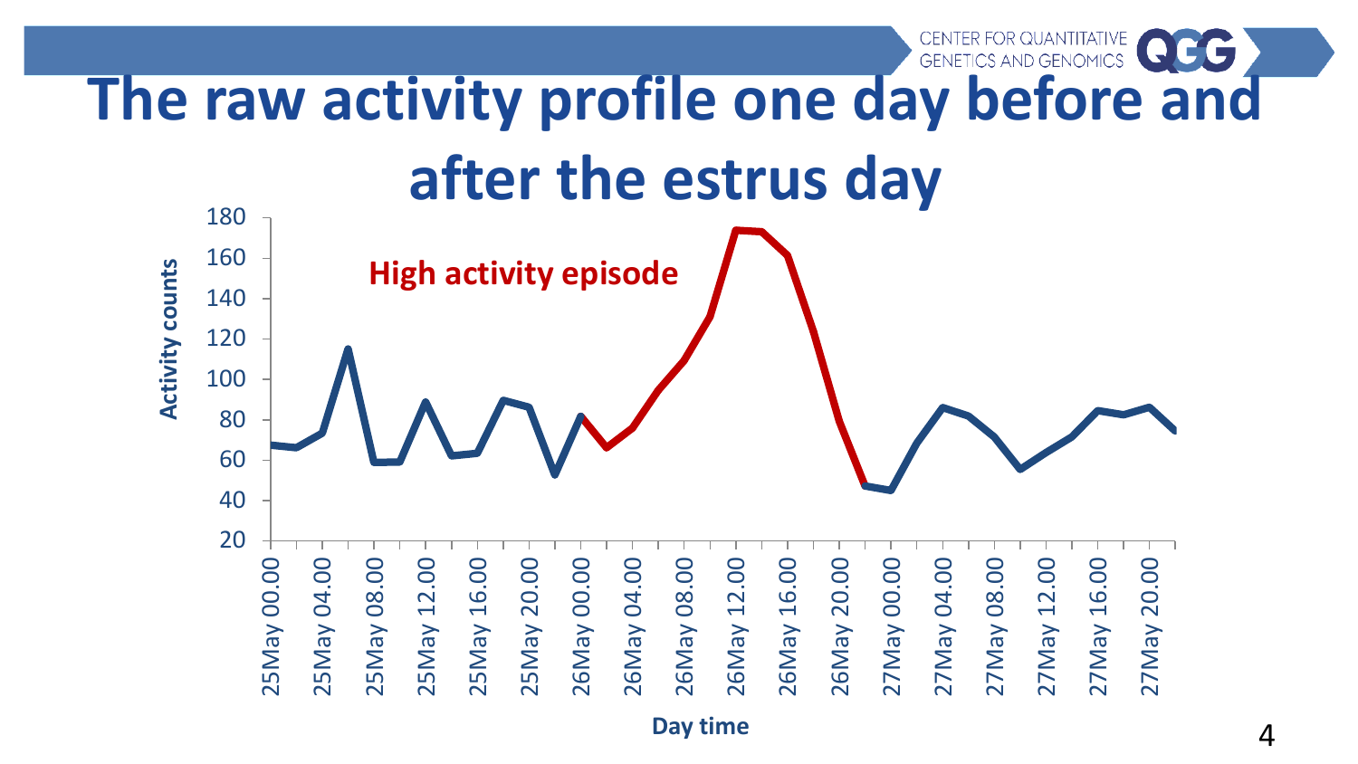# The raw activity profile one day before and after the estrus day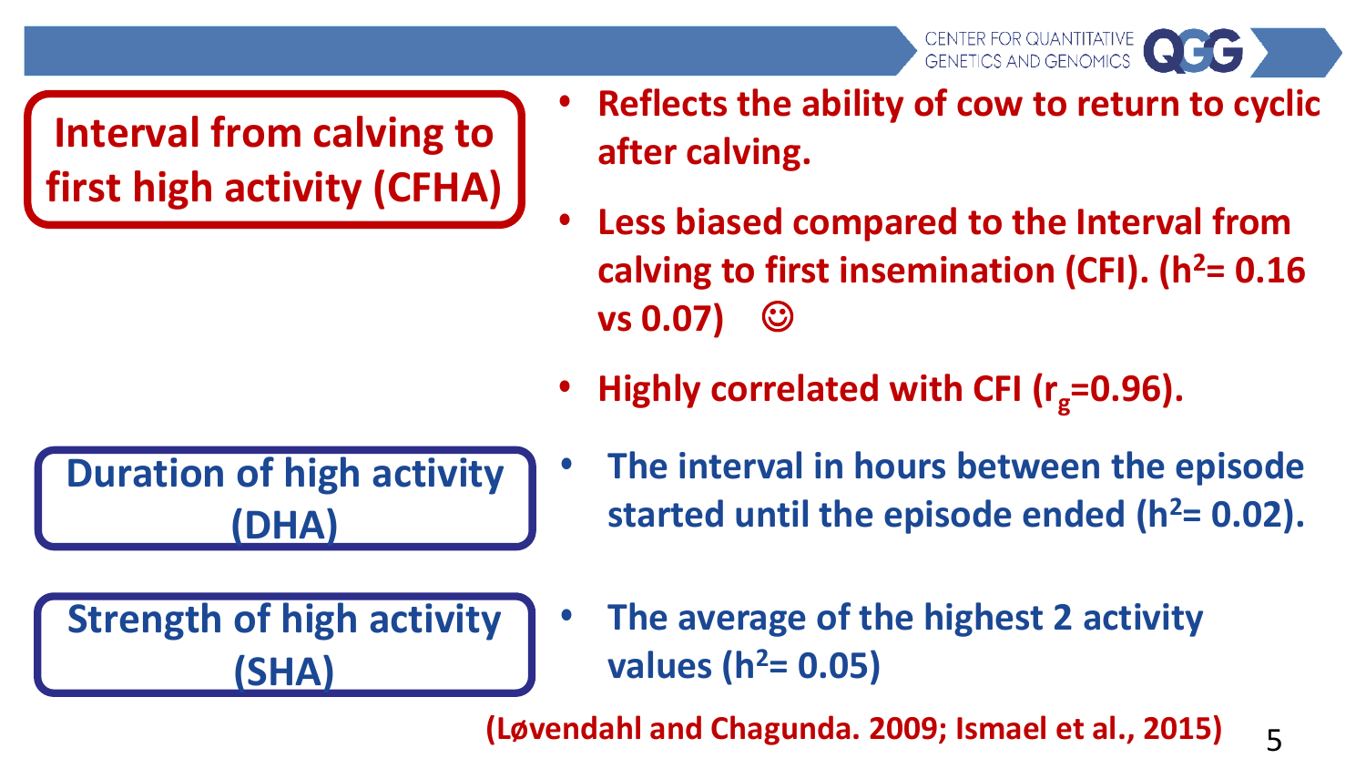## Interval from calving to first high activity (CFHA)

- **Reflects the ability of cow to return to cyclic after calving.**
- **Less biased compared to the Interval from calving to first insemination (CFI). ($h^2$= 0.16 vs 0.07) ☺**
- **Highly correlated with CFI ($r_g$=0.96).**

## Duration of high activity (DHA)

- **The interval in hours between the episode started until the episode ended ($h^2$= 0.02).**

## Strength of high activity (SHA)

- **The average of the highest 2 activity values ($h^2$= 0.05)**

**(Løvendahl and Chagunda. 2009; Ismael et al., 2015)**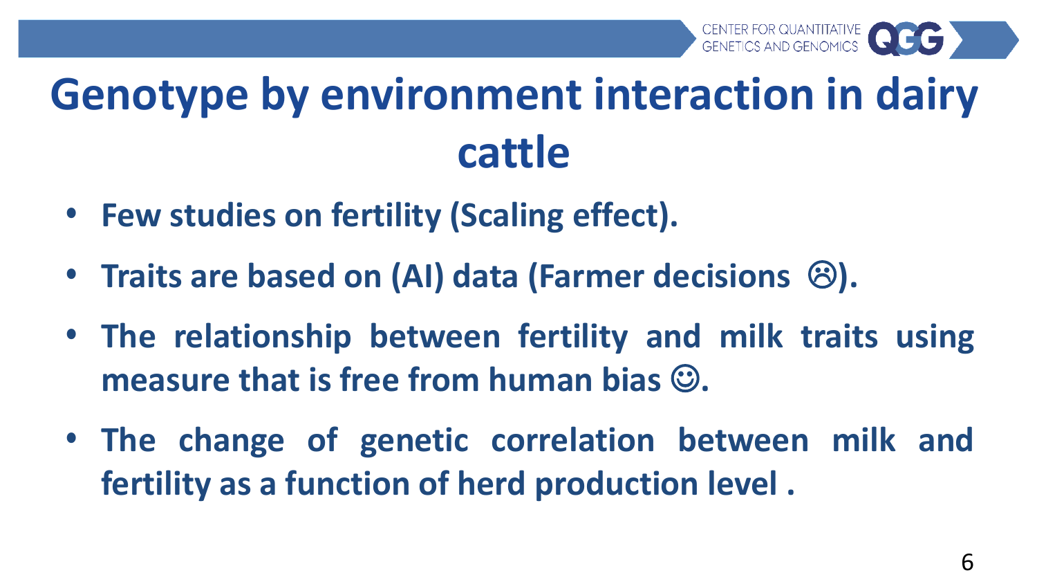# Genotype by environment interaction in dairy cattle

- **Few studies on fertility (Scaling effect).**
- **Traits are based on (AI) data (Farmer decisions ☹).**
- **The relationship between fertility and milk traits using measure that is free from human bias ☺.**
- **The change of genetic correlation between milk and fertility as a function of herd production level .**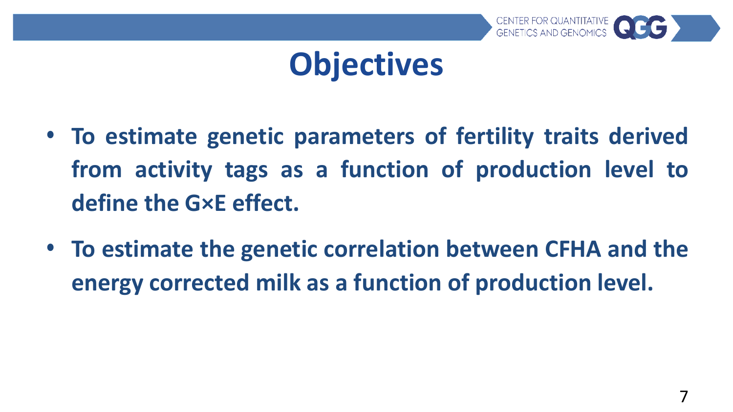# Objectives

- **To estimate genetic parameters of fertility traits derived from activity tags as a function of production level to define the G×E effect.**
- **To estimate the genetic correlation between CFHA and the energy corrected milk as a function of production level.**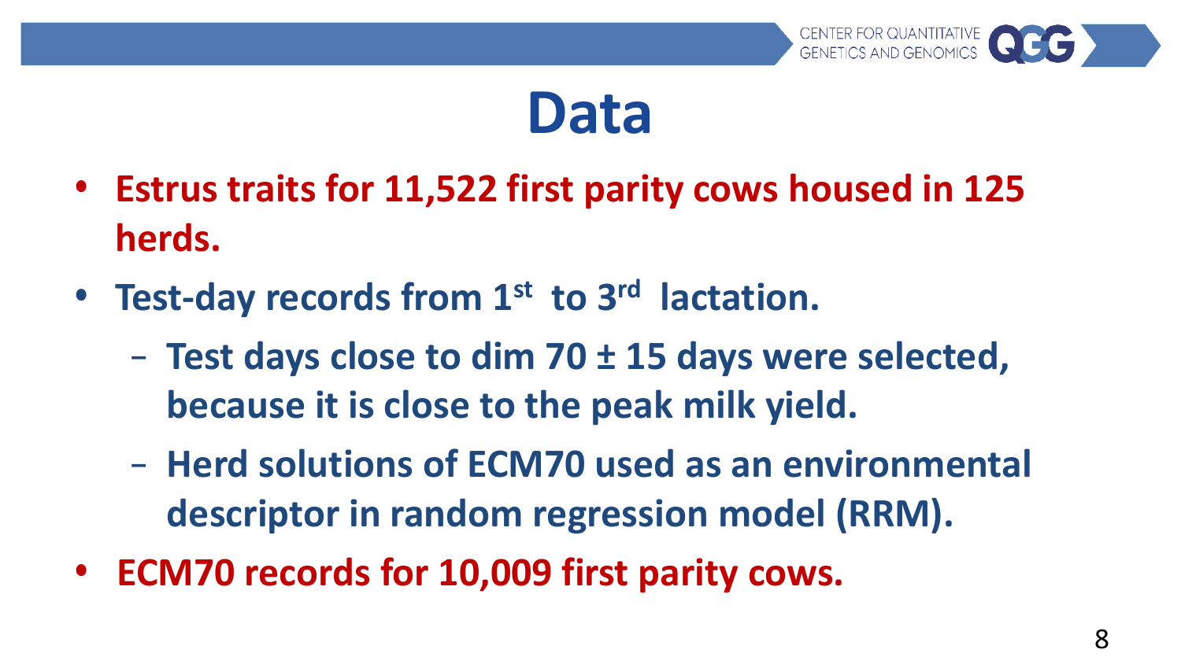# Data

- **Estrus traits for 11,522 first parity cows housed in 125 herds.**
- **Test-day records from 1st to 3rd lactation.**
  - **Test days close to dim 70 ± 15 days were selected, because it is close to the peak milk yield.**
  - **Herd solutions of ECM70 used as an environmental descriptor in random regression model (RRM).**
- **ECM70 records for 10,009 first parity cows.**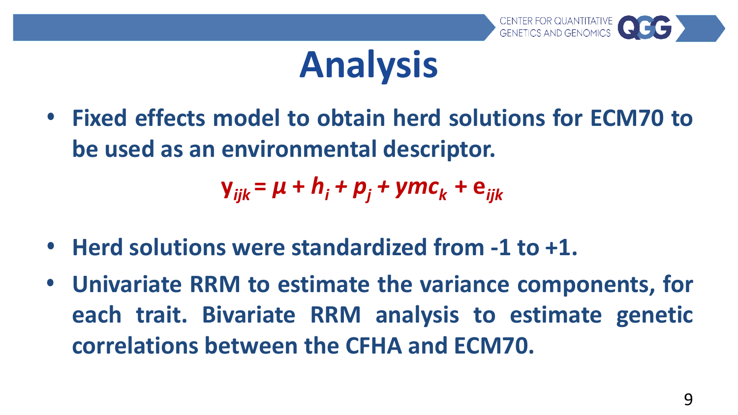# Analysis

- **Fixed effects model to obtain herd solutions for ECM70 to be used as an environmental descriptor.**

$$\mathbf{y}_{ijk} = \mu + h_i + p_j + ymc_k + \mathbf{e}_{ijk}$$

- **Herd solutions were standardized from -1 to +1.**
- **Univariate RRM to estimate the variance components, for each trait. Bivariate RRM analysis to estimate genetic correlations between the CFHA and ECM70.**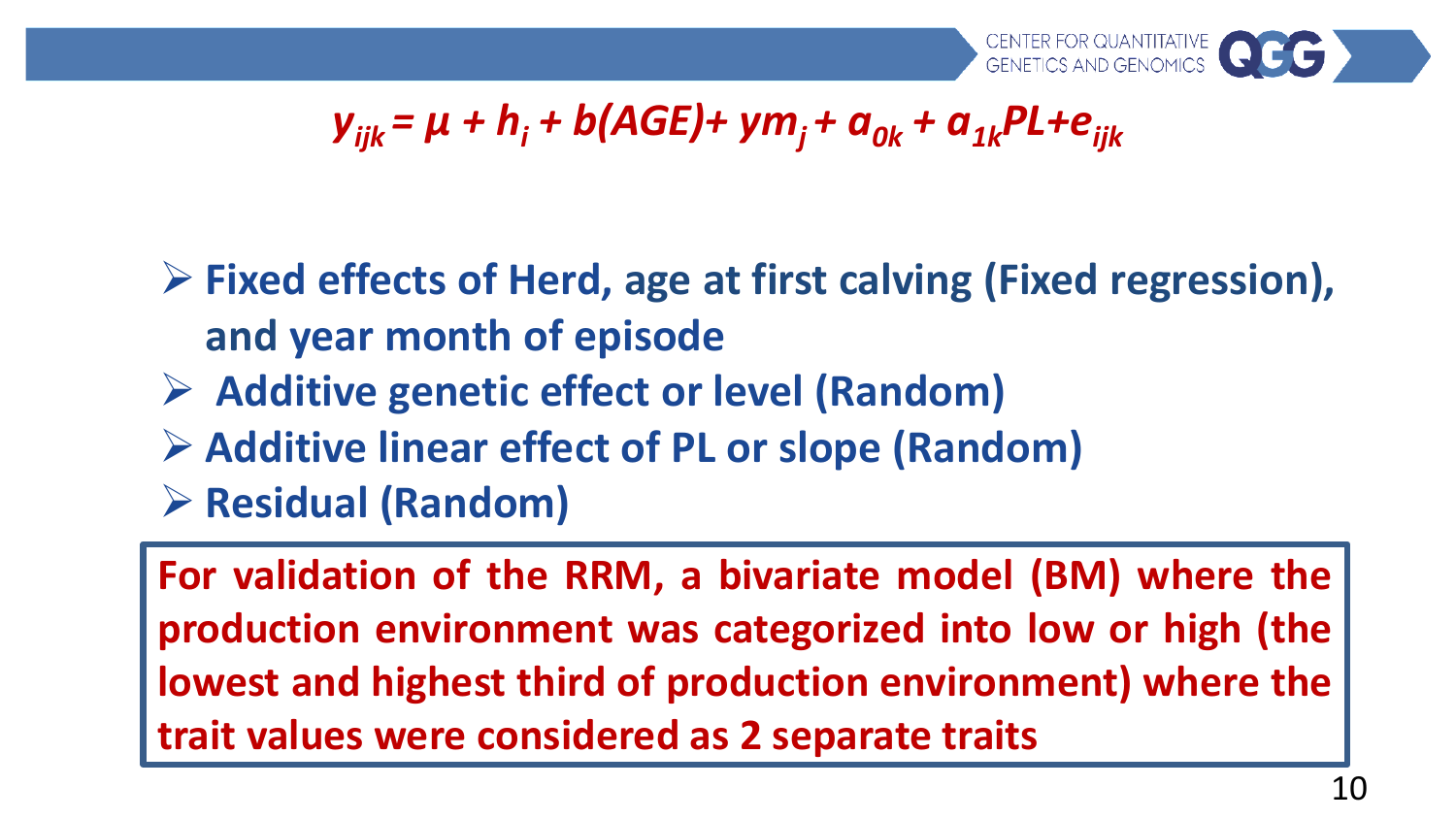$$y_{ijk} = \mu + h_i + b(AGE) + ym_j + a_{0k} + a_{1k}PL + e_{ijk}$$

- **Fixed effects of Herd, age at first calving (Fixed regression), and year month of episode**
- **Additive genetic effect or level (Random)**
- **Additive linear effect of PL or slope (Random)**
- **Residual (Random)**

**For validation of the RRM, a bivariate model (BM) where the production environment was categorized into low or high (the lowest and highest third of production environment) where the trait values were considered as 2 separate traits**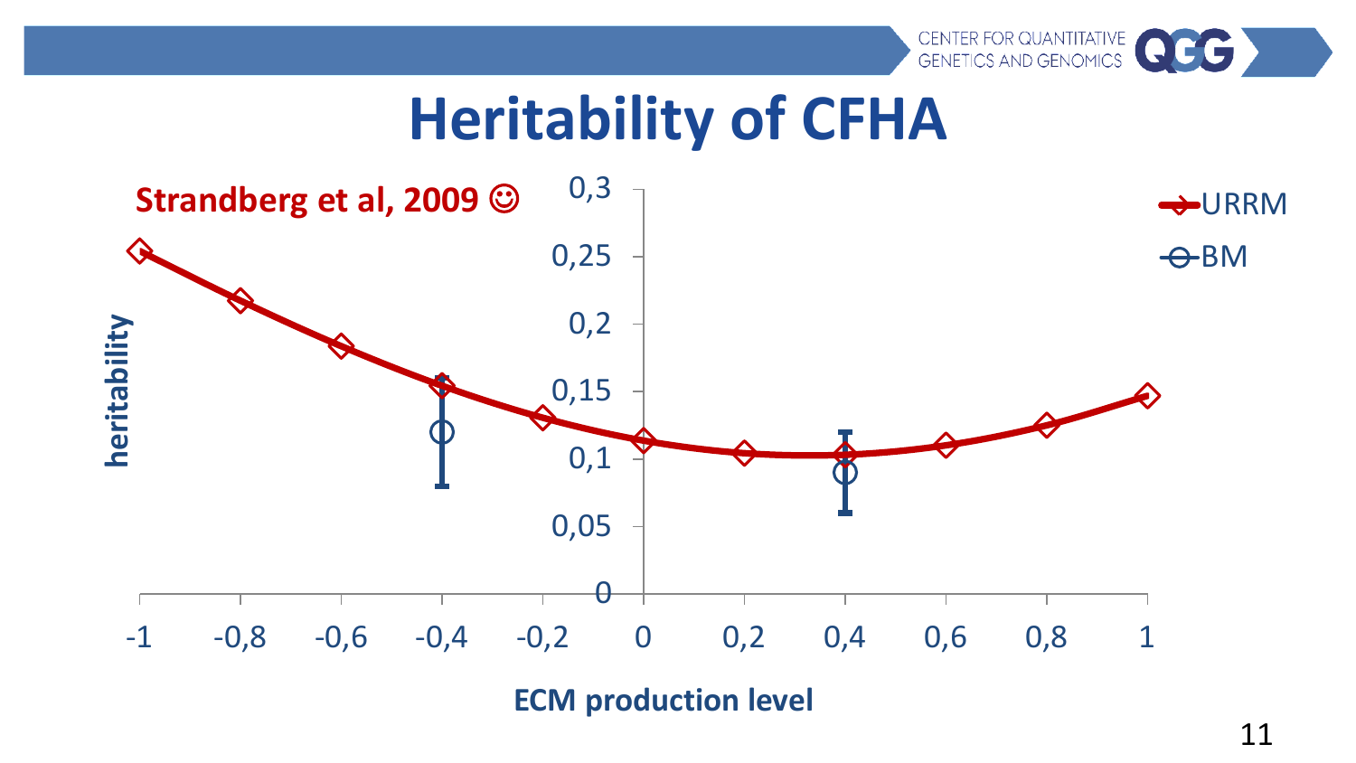# Heritability of CFHA

**Strandberg et al, 2009 ☺**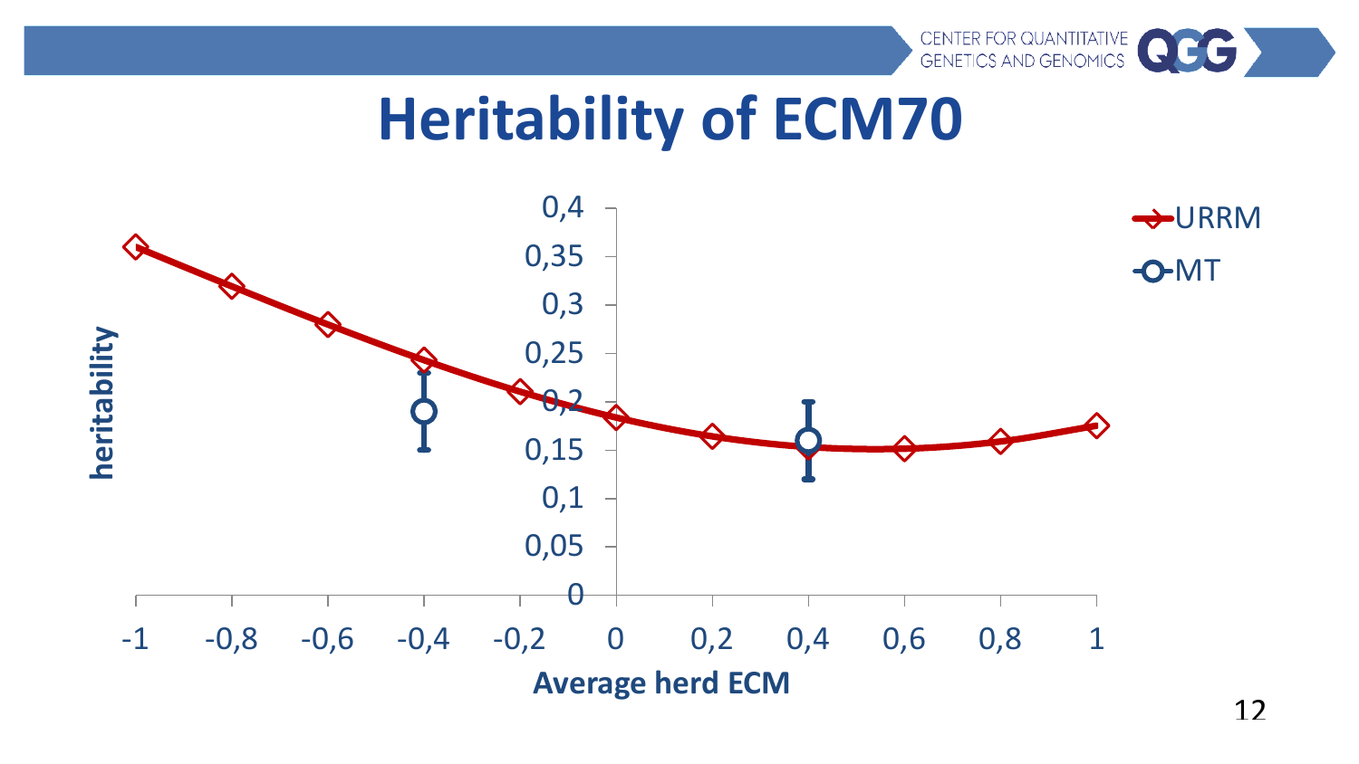# Heritability of ECM70

heritability

Average herd ECM

URRM

MT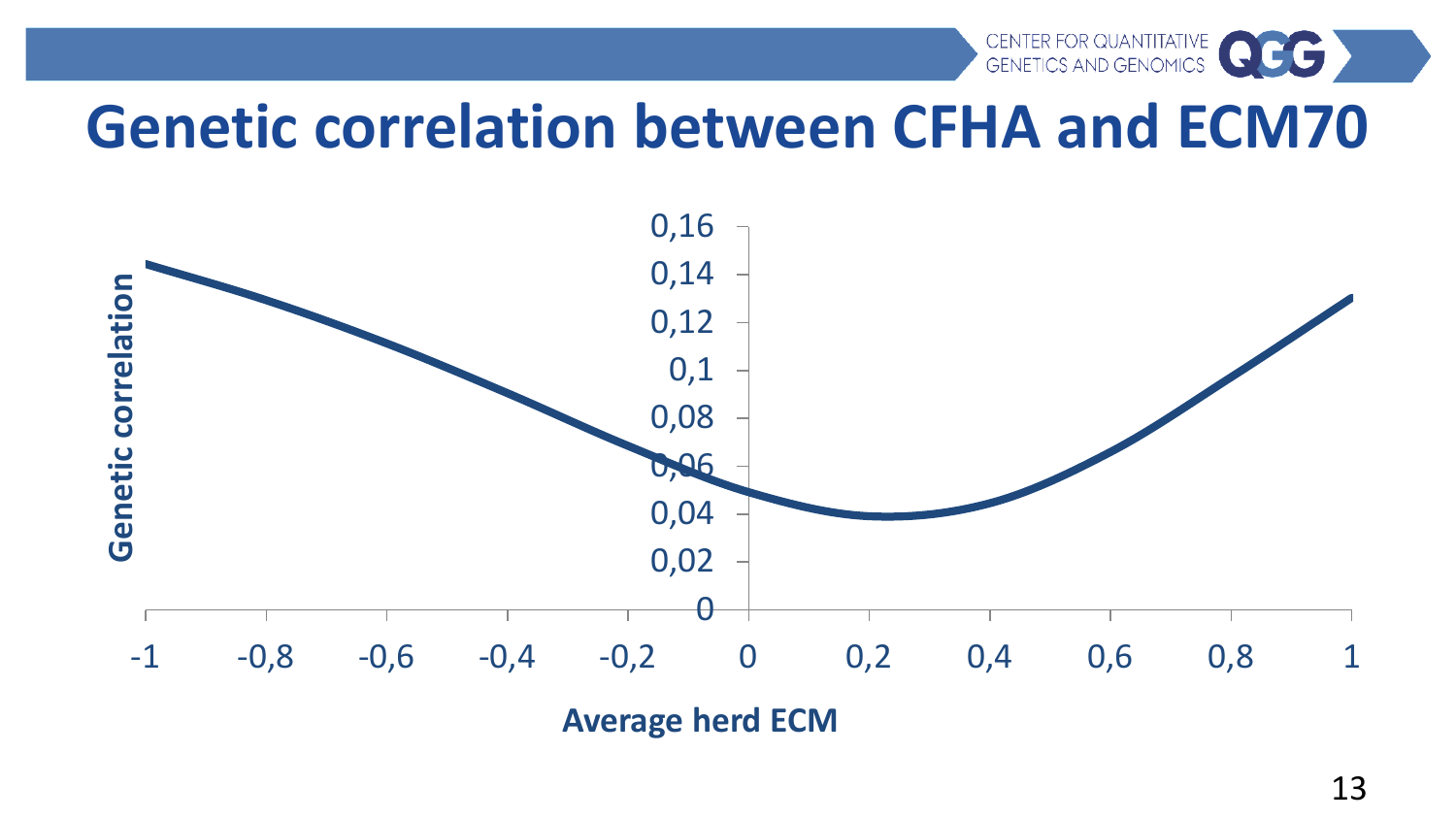# Genetic correlation between CFHA and ECM70

Genetic correlation

0,16
0,14
0,12
0,1
0,08
0,06
0,04
0,02
0

-1 -0,8 -0,6 -0,4 -0,2 0 0,2 0,4 0,6 0,8 1

Average herd ECM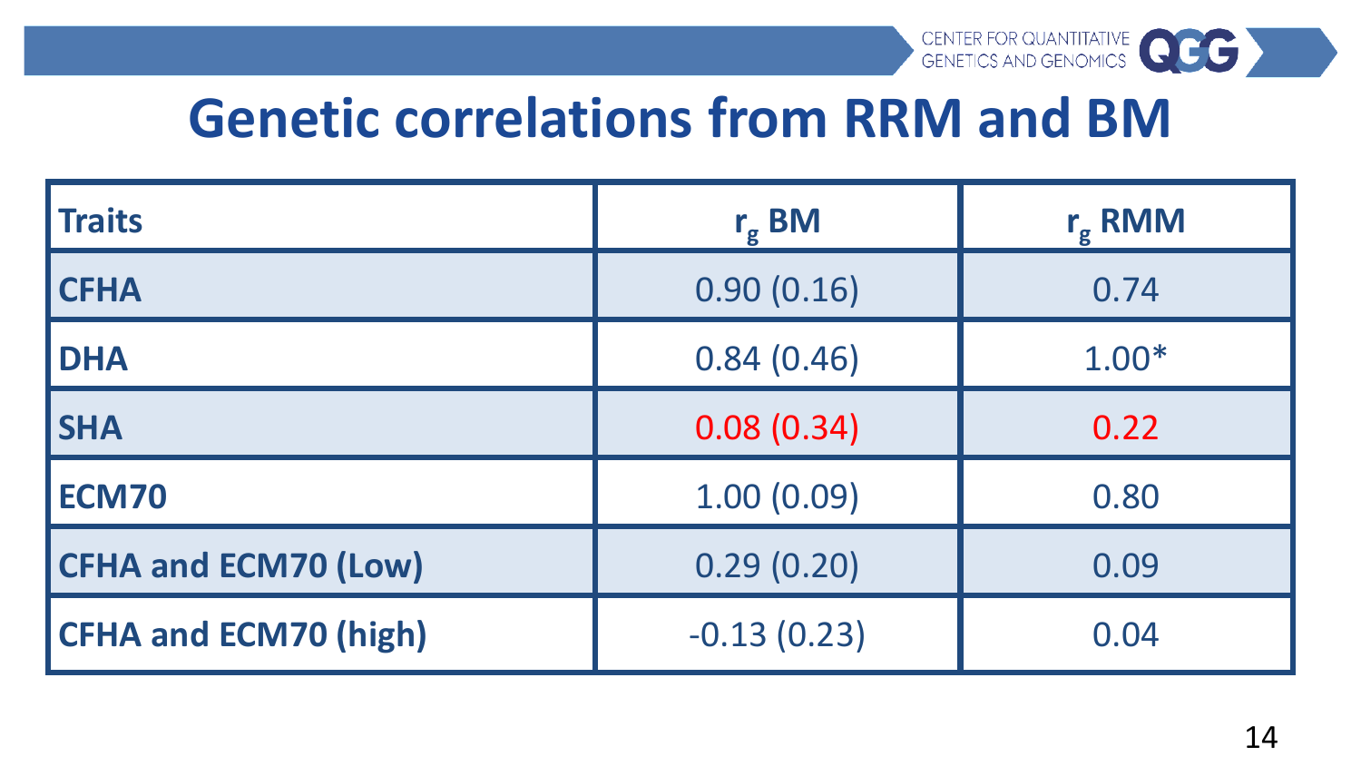# Genetic correlations from RRM and BM

| Traits | $r_g$ BM | $r_g$ RMM |
|---|---|---|
| **CFHA** | 0.90 (0.16) | 0.74 |
| **DHA** | 0.84 (0.46) | 1.00* |
| **SHA** | 0.08 (0.34) | 0.22 |
| **ECM70** | 1.00 (0.09) | 0.80 |
| **CFHA and ECM70 (Low)** | 0.29 (0.20) | 0.09 |
| **CFHA and ECM70 (high)** | -0.13 (0.23) | 0.04 |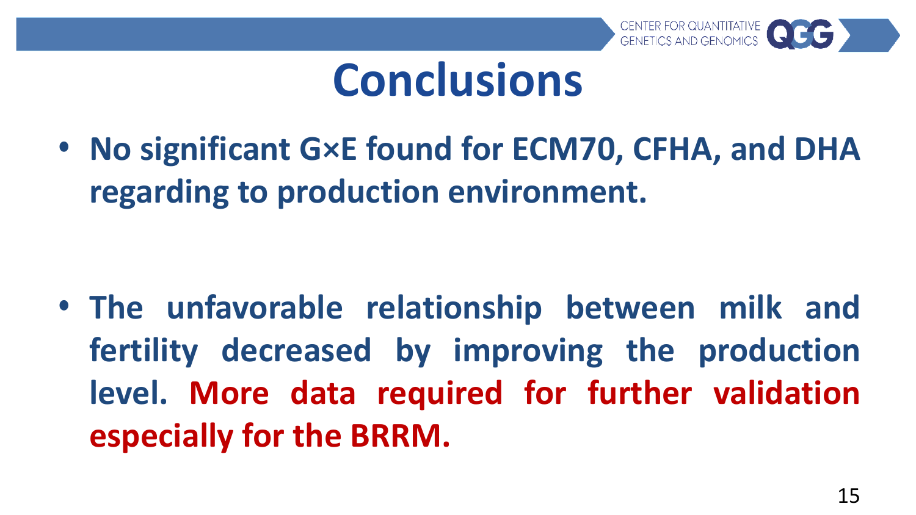# Conclusions

- **No significant G×E found for ECM70, CFHA, and DHA regarding to production environment.**

- **The unfavorable relationship between milk and fertility decreased by improving the production level. More data required for further validation especially for the BRRM.**